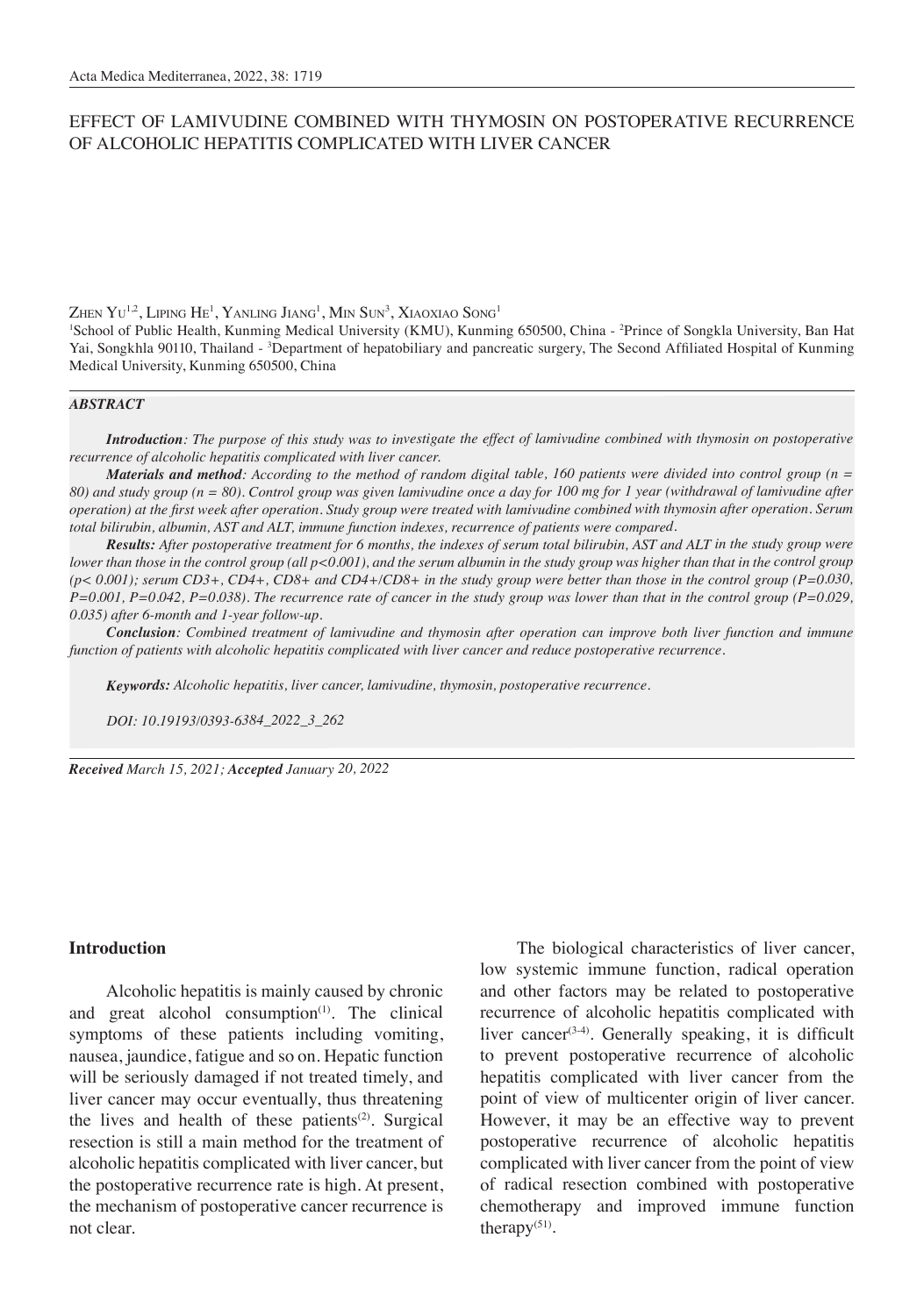# EFFECT OF LAMIVUDINE COMBINED WITH THYMOSIN ON POSTOPERATIVE RECURRENCE OF ALCOHOLIC HEPATITIS COMPLICATED WITH LIVER CANCER

Zhen Yu[1,2], Liping He[1], Yanling Jiang[1], Min Sun[3], Xiaoxiao Song[1]

[1]School of Public Health, Kunming Medical University (KMU), Kunming 650500, China - [2]Prince of Songkla University, Ban Hat Yai, Songkhla 90110, Thailand - [3]Department of hepatobiliary and pancreatic surgery, The Second Affiliated Hospital of Kunming Medical University, Kunming 650500, China

### *ABSTRACT*

***Introduction****: The purpose of this study was to investigate the effect of lamivudine combined with thymosin on postoperative recurrence of alcoholic hepatitis complicated with liver cancer.*

***Materials and method****: According to the method of random digital table, 160 patients were divided into control group (n = 80) and study group (n = 80). Control group was given lamivudine once a day for 100 mg for 1 year (withdrawal of lamivudine after operation) at the first week after operation. Study group were treated with lamivudine combined with thymosin after operation. Serum total bilirubin, albumin, AST and ALT, immune function indexes, recurrence of patients were compared.*

***Results:*** *After postoperative treatment for 6 months, the indexes of serum total bilirubin, AST and ALT in the study group were lower than those in the control group (all $p<0.001$), and the serum albumin in the study group was higher than that in the control group ($p< 0.001$); serum CD3+, CD4+, CD8+ and CD4+/CD8+ in the study group were better than those in the control group ($P=0.030$, $P=0.001$, $P=0.042$, $P=0.038$). The recurrence rate of cancer in the study group was lower than that in the control group ($P=0.029$, $0.035$) after 6-month and 1-year follow-up.*

***Conclusion****: Combined treatment of lamivudine and thymosin after operation can improve both liver function and immune function of patients with alcoholic hepatitis complicated with liver cancer and reduce postoperative recurrence.*

***Keywords:*** *Alcoholic hepatitis, liver cancer, lamivudine, thymosin, postoperative recurrence.*

*DOI: 10.19193/0393-6384_2022_3_262*

***Received*** *March 15, 2021;* ***Accepted*** *January 20, 2022*

## Introduction

Alcoholic hepatitis is mainly caused by chronic and great alcohol consumption[1]. The clinical symptoms of these patients including vomiting, nausea, jaundice, fatigue and so on. Hepatic function will be seriously damaged if not treated timely, and liver cancer may occur eventually, thus threatening the lives and health of these patients[2]. Surgical resection is still a main method for the treatment of alcoholic hepatitis complicated with liver cancer, but the postoperative recurrence rate is high. At present, the mechanism of postoperative cancer recurrence is not clear.

The biological characteristics of liver cancer, low systemic immune function, radical operation and other factors may be related to postoperative recurrence of alcoholic hepatitis complicated with liver cancer[3-4]. Generally speaking, it is difficult to prevent postoperative recurrence of alcoholic hepatitis complicated with liver cancer from the point of view of multicenter origin of liver cancer. However, it may be an effective way to prevent postoperative recurrence of alcoholic hepatitis complicated with liver cancer from the point of view of radical resection combined with postoperative chemotherapy and improved immune function therapy[51].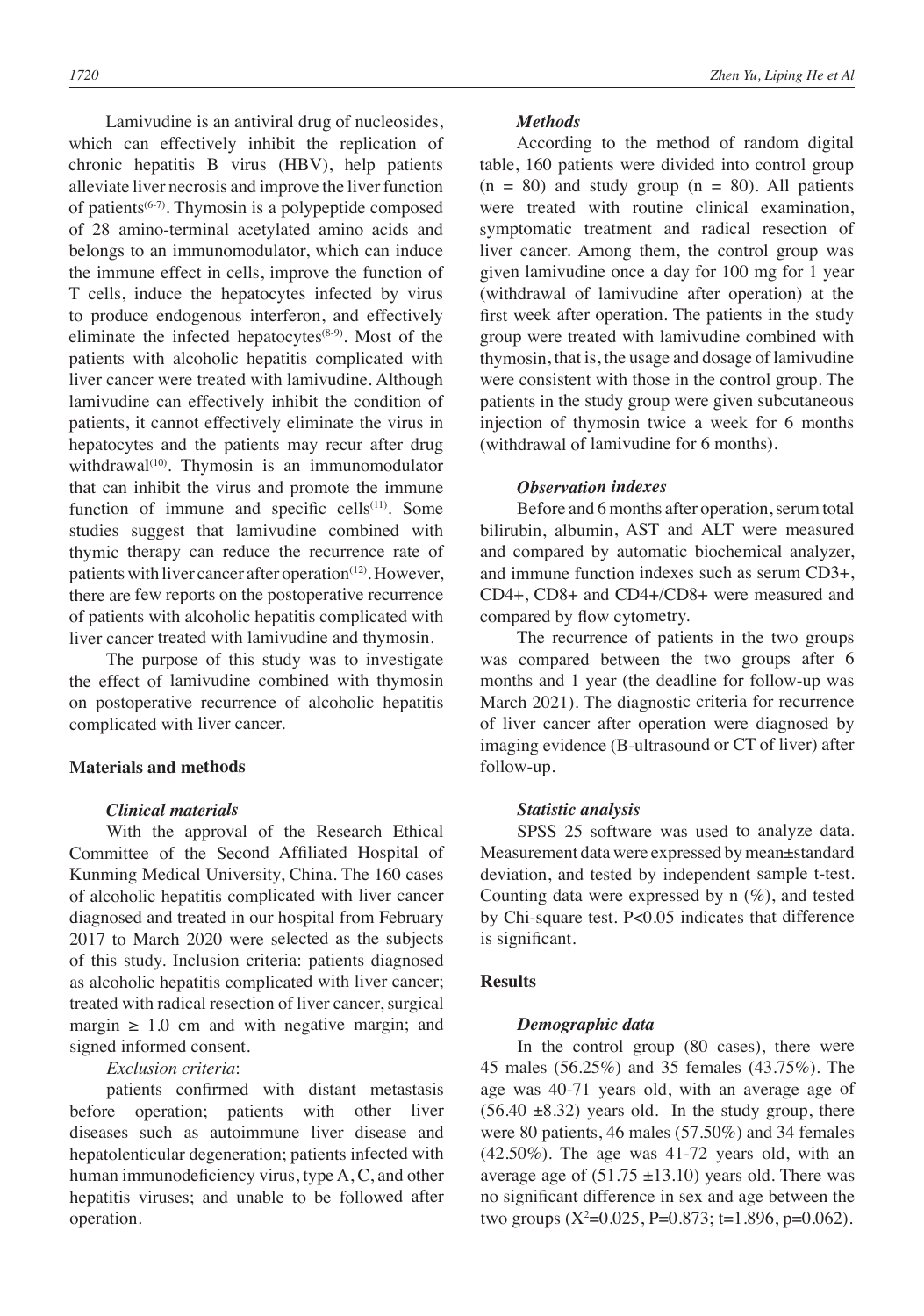Lamivudine is an antiviral drug of nucleosides, which can effectively inhibit the replication of chronic hepatitis B virus (HBV), help patients alleviate liver necrosis and improve the liver function of patients[6-7]. Thymosin is a polypeptide composed of 28 amino-terminal acetylated amino acids and belongs to an immunomodulator, which can induce the immune effect in cells, improve the function of T cells, induce the hepatocytes infected by virus to produce endogenous interferon, and effectively eliminate the infected hepatocytes[8-9]. Most of the patients with alcoholic hepatitis complicated with liver cancer were treated with lamivudine. Although lamivudine can effectively inhibit the condition of patients, it cannot effectively eliminate the virus in hepatocytes and the patients may recur after drug withdrawal[10]. Thymosin is an immunomodulator that can inhibit the virus and promote the immune function of immune and specific cells[11]. Some studies suggest that lamivudine combined with thymic therapy can reduce the recurrence rate of patients with liver cancer after operation[12]. However, there are few reports on the postoperative recurrence of patients with alcoholic hepatitis complicated with liver cancer treated with lamivudine and thymosin.

The purpose of this study was to investigate the effect of lamivudine combined with thymosin on postoperative recurrence of alcoholic hepatitis complicated with liver cancer.

## Materials and methods

### *Clinical materials*

With the approval of the Research Ethical Committee of the Second Affiliated Hospital of Kunming Medical University, China. The 160 cases of alcoholic hepatitis complicated with liver cancer diagnosed and treated in our hospital from February 2017 to March 2020 were selected as the subjects of this study. Inclusion criteria: patients diagnosed as alcoholic hepatitis complicated with liver cancer; treated with radical resection of liver cancer, surgical margin ≥ 1.0 cm and with negative margin; and signed informed consent.

*Exclusion criteria*:

patients confirmed with distant metastasis before operation; patients with other liver diseases such as autoimmune liver disease and hepatolenticular degeneration; patients infected with human immunodeficiency virus, type A, C, and other hepatitis viruses; and unable to be followed after operation.

### *Methods*

According to the method of random digital table, 160 patients were divided into control group (n = 80) and study group (n = 80). All patients were treated with routine clinical examination, symptomatic treatment and radical resection of liver cancer. Among them, the control group was given lamivudine once a day for 100 mg for 1 year (withdrawal of lamivudine after operation) at the first week after operation. The patients in the study group were treated with lamivudine combined with thymosin, that is, the usage and dosage of lamivudine were consistent with those in the control group. The patients in the study group were given subcutaneous injection of thymosin twice a week for 6 months (withdrawal of lamivudine for 6 months).

### *Observation indexes*

Before and 6 months after operation, serum total bilirubin, albumin, AST and ALT were measured and compared by automatic biochemical analyzer, and immune function indexes such as serum CD3+, CD4+, CD8+ and CD4+/CD8+ were measured and compared by flow cytometry.

The recurrence of patients in the two groups was compared between the two groups after 6 months and 1 year (the deadline for follow-up was March 2021). The diagnostic criteria for recurrence of liver cancer after operation were diagnosed by imaging evidence (B-ultrasound or CT of liver) after follow-up.

### *Statistic analysis*

SPSS 25 software was used to analyze data. Measurement data were expressed by mean±standard deviation, and tested by independent sample t-test. Counting data were expressed by n (%), and tested by Chi-square test. $P<0.05$ indicates that difference is significant.

## Results

### *Demographic data*

In the control group (80 cases), there were 45 males (56.25%) and 35 females (43.75%). The age was 40-71 years old, with an average age of (56.40 ±8.32) years old. In the study group, there were 80 patients, 46 males (57.50%) and 34 females (42.50%). The age was 41-72 years old, with an average age of (51.75 ±13.10) years old. There was no significant difference in sex and age between the two groups ($X^2=0.025$, $P=0.873$; $t=1.896$, $p=0.062$).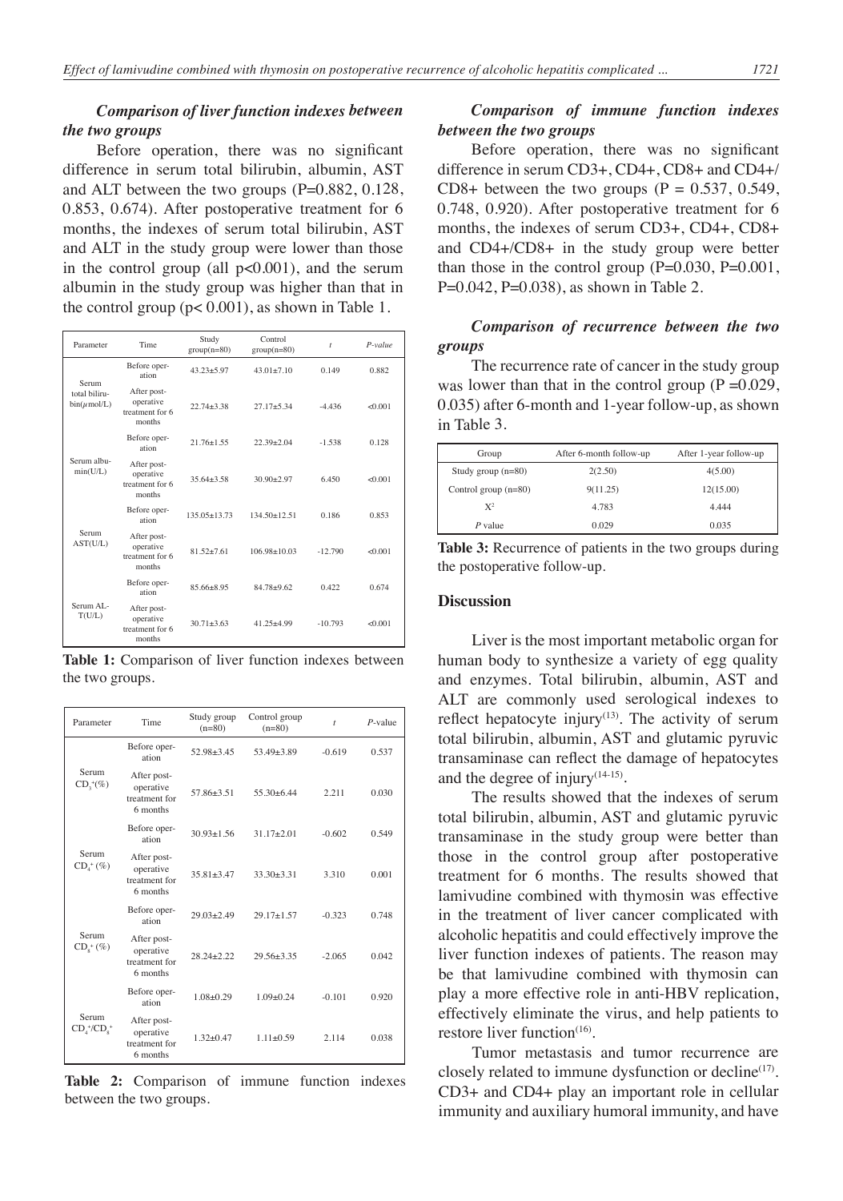### *Comparison of liver function indexes between the two groups*

Before operation, there was no significant difference in serum total bilirubin, albumin, AST and ALT between the two groups (P=0.882, 0.128, 0.853, 0.674). After postoperative treatment for 6 months, the indexes of serum total bilirubin, AST and ALT in the study group were lower than those in the control group (all p<0.001), and the serum albumin in the study group was higher than that in the control group (p< 0.001), as shown in Table 1.

| Parameter | Time | Study group(n=80) | Control group(n=80) | *t* | *P-value* |
|---|---|---|---|---|---|
| Serum total bilirubin($\mu$mol/L) | Before operation | 43.23±5.97 | 43.01±7.10 | 0.149 | 0.882 |
| | After postoperative treatment for 6 months | 22.74±3.38 | 27.17±5.34 | -4.436 | <0.001 |
| Serum albumin(U/L) | Before operation | 21.76±1.55 | 22.39±2.04 | -1.538 | 0.128 |
| | After postoperative treatment for 6 months | 35.64±3.58 | 30.90±2.97 | 6.450 | <0.001 |
| Serum AST(U/L) | Before operation | 135.05±13.73 | 134.50±12.51 | 0.186 | 0.853 |
| | After postoperative treatment for 6 months | 81.52±7.61 | 106.98±10.03 | -12.790 | <0.001 |
| Serum ALT(U/L) | Before operation | 85.66±8.95 | 84.78±9.62 | 0.422 | 0.674 |
| | After postoperative treatment for 6 months | 30.71±3.63 | 41.25±4.99 | -10.793 | <0.001 |

**Table 1:** Comparison of liver function indexes between the two groups.

| Parameter | Time | Study group (n=80) | Control group (n=80) | *t* | *P*-value |
|---|---|---|---|---|---|
| Serum $CD_3^+$(%) | Before operation | 52.98±3.45 | 53.49±3.89 | -0.619 | 0.537 |
| | After postoperative treatment for 6 months | 57.86±3.51 | 55.30±6.44 | 2.211 | 0.030 |
| Serum $CD_4^+$ (%) | Before operation | 30.93±1.56 | 31.17±2.01 | -0.602 | 0.549 |
| | After postoperative treatment for 6 months | 35.81±3.47 | 33.30±3.31 | 3.310 | 0.001 |
| Serum $CD_8^+$ (%) | Before operation | 29.03±2.49 | 29.17±1.57 | -0.323 | 0.748 |
| | After postoperative treatment for 6 months | 28.24±2.22 | 29.56±3.35 | -2.065 | 0.042 |
| Serum $CD_4^+/CD_8^+$ | Before operation | 1.08±0.29 | 1.09±0.24 | -0.101 | 0.920 |
| | After postoperative treatment for 6 months | 1.32±0.47 | 1.11±0.59 | 2.114 | 0.038 |

**Table 2:** Comparison of immune function indexes between the two groups.

### *Comparison of immune function indexes between the two groups*

Before operation, there was no significant difference in serum CD3+, CD4+, CD8+ and CD4+/CD8+ between the two groups (P = 0.537, 0.549, 0.748, 0.920). After postoperative treatment for 6 months, the indexes of serum CD3+, CD4+, CD8+ and CD4+/CD8+ in the study group were better than those in the control group (P=0.030, P=0.001, P=0.042, P=0.038), as shown in Table 2.

### *Comparison of recurrence between the two groups*

The recurrence rate of cancer in the study group was lower than that in the control group (P =0.029, 0.035) after 6-month and 1-year follow-up, as shown in Table 3.

| Group | After 6-month follow-up | After 1-year follow-up |
|---|---|---|
| Study group (n=80) | 2(2.50) | 4(5.00) |
| Control group (n=80) | 9(11.25) | 12(15.00) |
| $X^2$ | 4.783 | 4.444 |
| *P* value | 0.029 | 0.035 |

**Table 3:** Recurrence of patients in the two groups during the postoperative follow-up.

## Discussion

Liver is the most important metabolic organ for human body to synthesize a variety of egg quality and enzymes. Total bilirubin, albumin, AST and ALT are commonly used serological indexes to reflect hepatocyte injury[13]. The activity of serum total bilirubin, albumin, AST and glutamic pyruvic transaminase can reflect the damage of hepatocytes and the degree of injury[14-15].

The results showed that the indexes of serum total bilirubin, albumin, AST and glutamic pyruvic transaminase in the study group were better than those in the control group after postoperative treatment for 6 months. The results showed that lamivudine combined with thymosin was effective in the treatment of liver cancer complicated with alcoholic hepatitis and could effectively improve the liver function indexes of patients. The reason may be that lamivudine combined with thymosin can play a more effective role in anti-HBV replication, effectively eliminate the virus, and help patients to restore liver function[16].

Tumor metastasis and tumor recurrence are closely related to immune dysfunction or decline[17]. CD3+ and CD4+ play an important role in cellular immunity and auxiliary humoral immunity, and have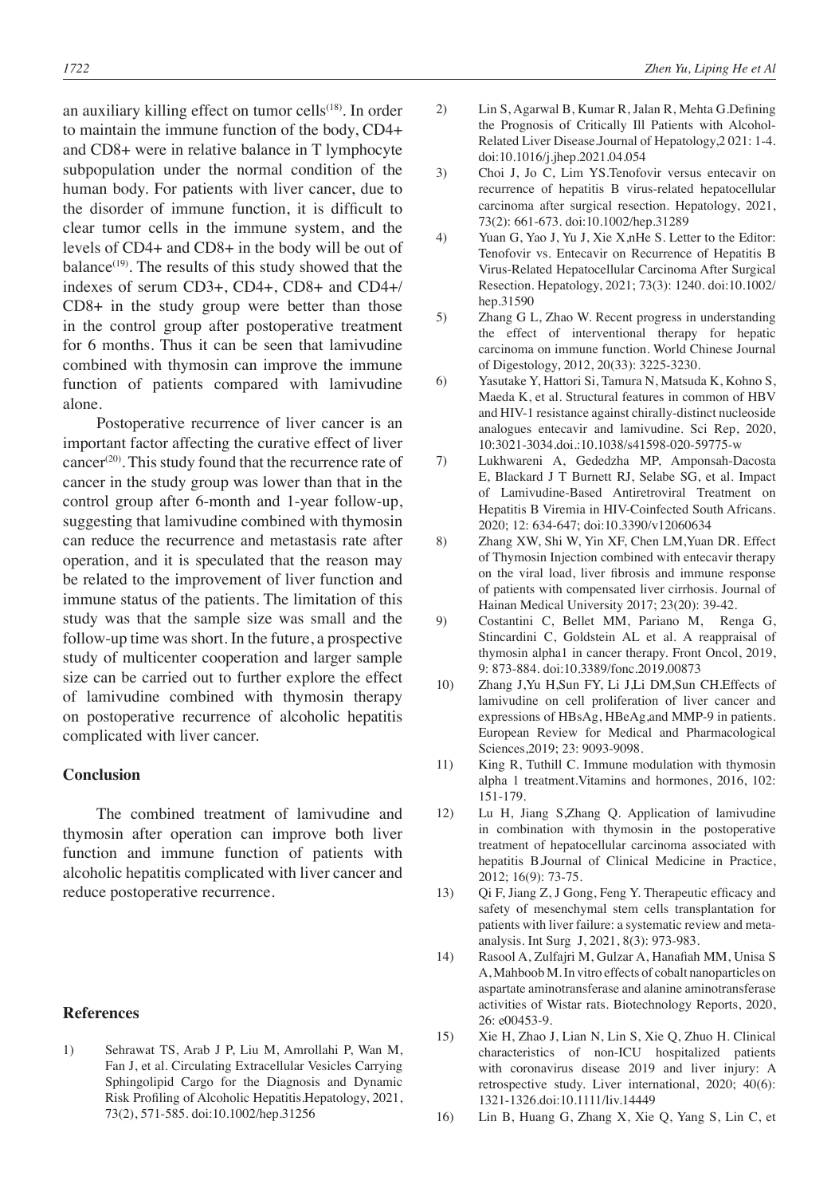an auxiliary killing effect on tumor cells[18]. In order to maintain the immune function of the body, CD4+ and CD8+ were in relative balance in T lymphocyte subpopulation under the normal condition of the human body. For patients with liver cancer, due to the disorder of immune function, it is difficult to clear tumor cells in the immune system, and the levels of CD4+ and CD8+ in the body will be out of balance[19]. The results of this study showed that the indexes of serum CD3+, CD4+, CD8+ and CD4+/CD8+ in the study group were better than those in the control group after postoperative treatment for 6 months. Thus it can be seen that lamivudine combined with thymosin can improve the immune function of patients compared with lamivudine alone.

Postoperative recurrence of liver cancer is an important factor affecting the curative effect of liver cancer[20]. This study found that the recurrence rate of cancer in the study group was lower than that in the control group after 6-month and 1-year follow-up, suggesting that lamivudine combined with thymosin can reduce the recurrence and metastasis rate after operation, and it is speculated that the reason may be related to the improvement of liver function and immune status of the patients. The limitation of this study was that the sample size was small and the follow-up time was short. In the future, a prospective study of multicenter cooperation and larger sample size can be carried out to further explore the effect of lamivudine combined with thymosin therapy on postoperative recurrence of alcoholic hepatitis complicated with liver cancer.

## Conclusion

The combined treatment of lamivudine and thymosin after operation can improve both liver function and immune function of patients with alcoholic hepatitis complicated with liver cancer and reduce postoperative recurrence.

## References

1) Sehrawat TS, Arab J P, Liu M, Amrollahi P, Wan M, Fan J, et al. Circulating Extracellular Vesicles Carrying Sphingolipid Cargo for the Diagnosis and Dynamic Risk Profiling of Alcoholic Hepatitis.Hepatology, 2021, 73(2), 571-585. doi:10.1002/hep.31256
2) Lin S, Agarwal B, Kumar R, Jalan R, Mehta G.Defining the Prognosis of Critically Ill Patients with Alcohol-Related Liver Disease.Journal of Hepatology,2 021: 1-4. doi:10.1016/j.jhep.2021.04.054
3) Choi J, Jo C, Lim YS.Tenofovir versus entecavir on recurrence of hepatitis B virus-related hepatocellular carcinoma after surgical resection. Hepatology, 2021, 73(2): 661-673. doi:10.1002/hep.31289
4) Yuan G, Yao J, Yu J, Xie X,nHe S. Letter to the Editor: Tenofovir vs. Entecavir on Recurrence of Hepatitis B Virus-Related Hepatocellular Carcinoma After Surgical Resection. Hepatology, 2021; 73(3): 1240. doi:10.1002/hep.31590
5) Zhang G L, Zhao W. Recent progress in understanding the effect of interventional therapy for hepatic carcinoma on immune function. World Chinese Journal of Digestology, 2012, 20(33): 3225-3230.
6) Yasutake Y, Hattori Si, Tamura N, Matsuda K, Kohno S, Maeda K, et al. Structural features in common of HBV and HIV-1 resistance against chirally-distinct nucleoside analogues entecavir and lamivudine. Sci Rep, 2020, 10:3021-3034.doi.:10.1038/s41598-020-59775-w
7) Lukhwareni A, Gededzha MP, Amponsah-Dacosta E, Blackard J T Burnett RJ, Selabe SG, et al. Impact of Lamivudine-Based Antiretroviral Treatment on Hepatitis B Viremia in HIV-Coinfected South Africans. 2020; 12: 634-647; doi:10.3390/v12060634
8) Zhang XW, Shi W, Yin XF, Chen LM,Yuan DR. Effect of Thymosin Injection combined with entecavir therapy on the viral load, liver fibrosis and immune response of patients with compensated liver cirrhosis. Journal of Hainan Medical University 2017; 23(20): 39-42.
9) Costantini C, Bellet MM, Pariano M, Renga G, Stincardini C, Goldstein AL et al. A reappraisal of thymosin alpha1 in cancer therapy. Front Oncol, 2019, 9: 873-884. doi:10.3389/fonc.2019.00873
10) Zhang J,Yu H,Sun FY, Li J,Li DM,Sun CH.Effects of lamivudine on cell proliferation of liver cancer and expressions of HBsAg, HBeAg,and MMP-9 in patients. European Review for Medical and Pharmacological Sciences,2019; 23: 9093-9098.
11) King R, Tuthill C. Immune modulation with thymosin alpha 1 treatment.Vitamins and hormones, 2016, 102: 151-179.
12) Lu H, Jiang S,Zhang Q. Application of lamivudine in combination with thymosin in the postoperative treatment of hepatocellular carcinoma associated with hepatitis B.Journal of Clinical Medicine in Practice, 2012; 16(9): 73-75.
13) Qi F, Jiang Z, J Gong, Feng Y. Therapeutic efficacy and safety of mesenchymal stem cells transplantation for patients with liver failure: a systematic review and meta-analysis. Int Surg J, 2021, 8(3): 973-983.
14) Rasool A, Zulfajri M, Gulzar A, Hanafiah MM, Unisa S A, Mahboob M. In vitro effects of cobalt nanoparticles on aspartate aminotransferase and alanine aminotransferase activities of Wistar rats. Biotechnology Reports, 2020, 26: e00453-9.
15) Xie H, Zhao J, Lian N, Lin S, Xie Q, Zhuo H. Clinical characteristics of non-ICU hospitalized patients with coronavirus disease 2019 and liver injury: A retrospective study. Liver international, 2020; 40(6): 1321-1326.doi:10.1111/liv.14449
16) Lin B, Huang G, Zhang X, Xie Q, Yang S, Lin C, et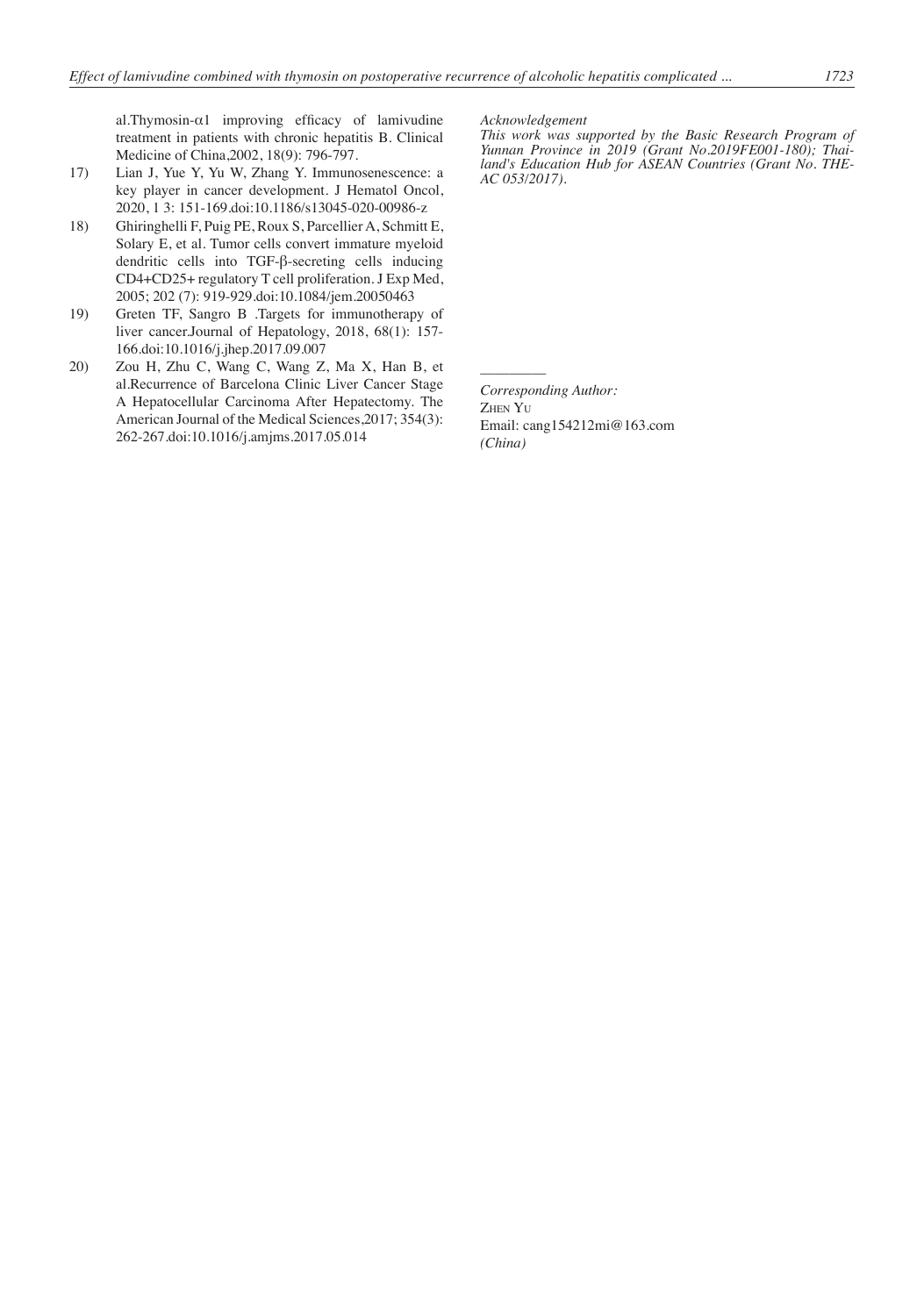al.Thymosin-α1 improving efficacy of lamivudine treatment in patients with chronic hepatitis B. Clinical Medicine of China,2002, 18(9): 796-797.

17) Lian J, Yue Y, Yu W, Zhang Y. Immunosenescence: a key player in cancer development. J Hematol Oncol, 2020, 1 3: 151-169.doi:10.1186/s13045-020-00986-z
18) Ghiringhelli F, Puig PE, Roux S, Parcellier A, Schmitt E, Solary E, et al. Tumor cells convert immature myeloid dendritic cells into TGF-β-secreting cells inducing CD4+CD25+ regulatory T cell proliferation. J Exp Med, 2005; 202 (7): 919-929.doi:10.1084/jem.20050463
19) Greten TF, Sangro B .Targets for immunotherapy of liver cancer.Journal of Hepatology, 2018, 68(1): 157-166.doi:10.1016/j.jhep.2017.09.007
20) Zou H, Zhu C, Wang C, Wang Z, Ma X, Han B, et al.Recurrence of Barcelona Clinic Liver Cancer Stage A Hepatocellular Carcinoma After Hepatectomy. The American Journal of the Medical Sciences,2017; 354(3): 262-267.doi:10.1016/j.amjms.2017.05.014

*Acknowledgement*

*This work was supported by the Basic Research Program of Yunnan Province in 2019 (Grant No.2019FE001-180); Thailand's Education Hub for ASEAN Countries (Grant No. THE-AC 053/2017).*

---

*Corresponding Author:*
Zhen Yu
Email: cang154212mi@163.com
*(China)*